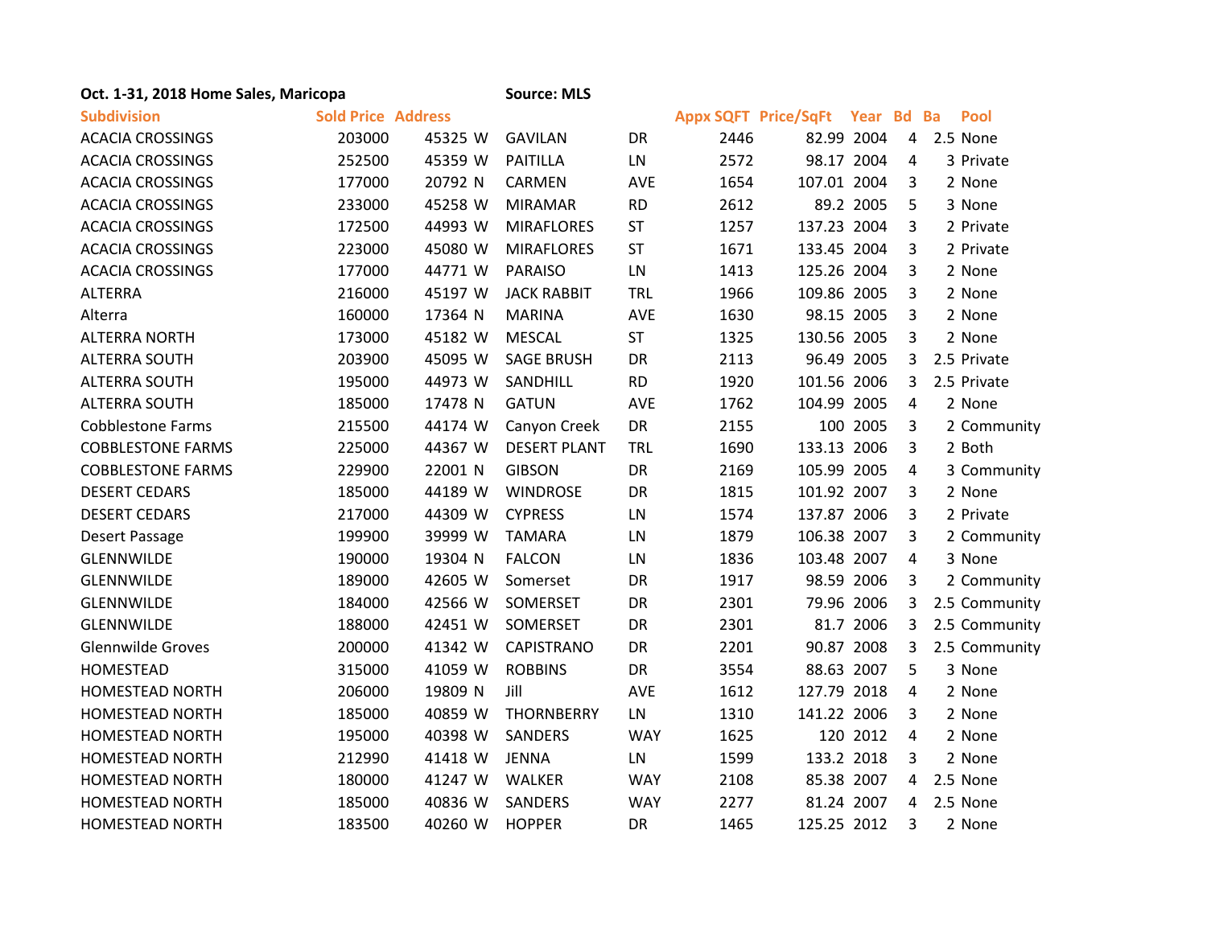**Oct. 1-31, 2018 Home Sales, Maricopa** | **Source: MLS**

| Subdivision | Sold Price | Address | | | | Appx SQFT | Price/SqFt | Year | Bd | Ba | Pool |
|---|---|---|---|---|---|---|---|---|---|---|---|
| ACACIA CROSSINGS | 203000 | 45325 | W | GAVILAN | DR | 2446 | 82.99 | 2004 | 4 | 2.5 | None |
| ACACIA CROSSINGS | 252500 | 45359 | W | PAITILLA | LN | 2572 | 98.17 | 2004 | 4 | 3 | Private |
| ACACIA CROSSINGS | 177000 | 20792 | N | CARMEN | AVE | 1654 | 107.01 | 2004 | 3 | 2 | None |
| ACACIA CROSSINGS | 233000 | 45258 | W | MIRAMAR | RD | 2612 | 89.2 | 2005 | 5 | 3 | None |
| ACACIA CROSSINGS | 172500 | 44993 | W | MIRAFLORES | ST | 1257 | 137.23 | 2004 | 3 | 2 | Private |
| ACACIA CROSSINGS | 223000 | 45080 | W | MIRAFLORES | ST | 1671 | 133.45 | 2004 | 3 | 2 | Private |
| ACACIA CROSSINGS | 177000 | 44771 | W | PARAISO | LN | 1413 | 125.26 | 2004 | 3 | 2 | None |
| ALTERRA | 216000 | 45197 | W | JACK RABBIT | TRL | 1966 | 109.86 | 2005 | 3 | 2 | None |
| Alterra | 160000 | 17364 | N | MARINA | AVE | 1630 | 98.15 | 2005 | 3 | 2 | None |
| ALTERRA NORTH | 173000 | 45182 | W | MESCAL | ST | 1325 | 130.56 | 2005 | 3 | 2 | None |
| ALTERRA SOUTH | 203900 | 45095 | W | SAGE BRUSH | DR | 2113 | 96.49 | 2005 | 3 | 2.5 | Private |
| ALTERRA SOUTH | 195000 | 44973 | W | SANDHILL | RD | 1920 | 101.56 | 2006 | 3 | 2.5 | Private |
| ALTERRA SOUTH | 185000 | 17478 | N | GATUN | AVE | 1762 | 104.99 | 2005 | 4 | 2 | None |
| Cobblestone Farms | 215500 | 44174 | W | Canyon Creek | DR | 2155 | 100 | 2005 | 3 | 2 | Community |
| COBBLESTONE FARMS | 225000 | 44367 | W | DESERT PLANT | TRL | 1690 | 133.13 | 2006 | 3 | 2 | Both |
| COBBLESTONE FARMS | 229900 | 22001 | N | GIBSON | DR | 2169 | 105.99 | 2005 | 4 | 3 | Community |
| DESERT CEDARS | 185000 | 44189 | W | WINDROSE | DR | 1815 | 101.92 | 2007 | 3 | 2 | None |
| DESERT CEDARS | 217000 | 44309 | W | CYPRESS | LN | 1574 | 137.87 | 2006 | 3 | 2 | Private |
| Desert Passage | 199900 | 39999 | W | TAMARA | LN | 1879 | 106.38 | 2007 | 3 | 2 | Community |
| GLENNWILDE | 190000 | 19304 | N | FALCON | LN | 1836 | 103.48 | 2007 | 4 | 3 | None |
| GLENNWILDE | 189000 | 42605 | W | Somerset | DR | 1917 | 98.59 | 2006 | 3 | 2 | Community |
| GLENNWILDE | 184000 | 42566 | W | SOMERSET | DR | 2301 | 79.96 | 2006 | 3 | 2.5 | Community |
| GLENNWILDE | 188000 | 42451 | W | SOMERSET | DR | 2301 | 81.7 | 2006 | 3 | 2.5 | Community |
| Glennwilde Groves | 200000 | 41342 | W | CAPISTRANO | DR | 2201 | 90.87 | 2008 | 3 | 2.5 | Community |
| HOMESTEAD | 315000 | 41059 | W | ROBBINS | DR | 3554 | 88.63 | 2007 | 5 | 3 | None |
| HOMESTEAD NORTH | 206000 | 19809 | N | Jill | AVE | 1612 | 127.79 | 2018 | 4 | 2 | None |
| HOMESTEAD NORTH | 185000 | 40859 | W | THORNBERRY | LN | 1310 | 141.22 | 2006 | 3 | 2 | None |
| HOMESTEAD NORTH | 195000 | 40398 | W | SANDERS | WAY | 1625 | 120 | 2012 | 4 | 2 | None |
| HOMESTEAD NORTH | 212990 | 41418 | W | JENNA | LN | 1599 | 133.2 | 2018 | 3 | 2 | None |
| HOMESTEAD NORTH | 180000 | 41247 | W | WALKER | WAY | 2108 | 85.38 | 2007 | 4 | 2.5 | None |
| HOMESTEAD NORTH | 185000 | 40836 | W | SANDERS | WAY | 2277 | 81.24 | 2007 | 4 | 2.5 | None |
| HOMESTEAD NORTH | 183500 | 40260 | W | HOPPER | DR | 1465 | 125.25 | 2012 | 3 | 2 | None |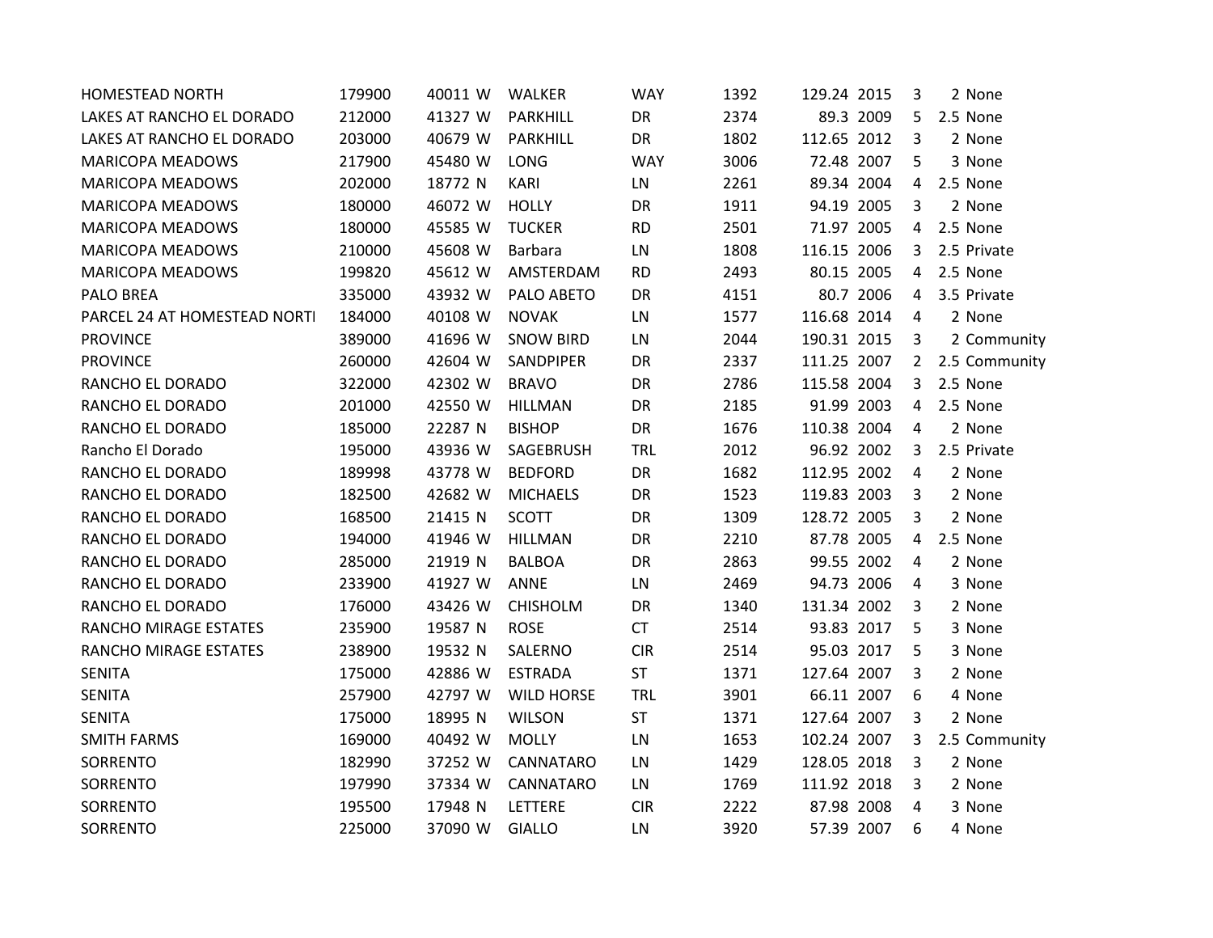| | | | | | | | | | | | |
|---|---|---|---|---|---|---|---|---|---|---|---|
| HOMESTEAD NORTH | 179900 | 40011 | W | WALKER | WAY | 1392 | 129.24 | 2015 | 3 | 2 | None |
| LAKES AT RANCHO EL DORADO | 212000 | 41327 | W | PARKHILL | DR | 2374 | 89.3 | 2009 | 5 | 2.5 | None |
| LAKES AT RANCHO EL DORADO | 203000 | 40679 | W | PARKHILL | DR | 1802 | 112.65 | 2012 | 3 | 2 | None |
| MARICOPA MEADOWS | 217900 | 45480 | W | LONG | WAY | 3006 | 72.48 | 2007 | 5 | 3 | None |
| MARICOPA MEADOWS | 202000 | 18772 | N | KARI | LN | 2261 | 89.34 | 2004 | 4 | 2.5 | None |
| MARICOPA MEADOWS | 180000 | 46072 | W | HOLLY | DR | 1911 | 94.19 | 2005 | 3 | 2 | None |
| MARICOPA MEADOWS | 180000 | 45585 | W | TUCKER | RD | 2501 | 71.97 | 2005 | 4 | 2.5 | None |
| MARICOPA MEADOWS | 210000 | 45608 | W | Barbara | LN | 1808 | 116.15 | 2006 | 3 | 2.5 | Private |
| MARICOPA MEADOWS | 199820 | 45612 | W | AMSTERDAM | RD | 2493 | 80.15 | 2005 | 4 | 2.5 | None |
| PALO BREA | 335000 | 43932 | W | PALO ABETO | DR | 4151 | 80.7 | 2006 | 4 | 3.5 | Private |
| PARCEL 24 AT HOMESTEAD NORTI | 184000 | 40108 | W | NOVAK | LN | 1577 | 116.68 | 2014 | 4 | 2 | None |
| PROVINCE | 389000 | 41696 | W | SNOW BIRD | LN | 2044 | 190.31 | 2015 | 3 | 2 | Community |
| PROVINCE | 260000 | 42604 | W | SANDPIPER | DR | 2337 | 111.25 | 2007 | 2 | 2.5 | Community |
| RANCHO EL DORADO | 322000 | 42302 | W | BRAVO | DR | 2786 | 115.58 | 2004 | 3 | 2.5 | None |
| RANCHO EL DORADO | 201000 | 42550 | W | HILLMAN | DR | 2185 | 91.99 | 2003 | 4 | 2.5 | None |
| RANCHO EL DORADO | 185000 | 22287 | N | BISHOP | DR | 1676 | 110.38 | 2004 | 4 | 2 | None |
| Rancho El Dorado | 195000 | 43936 | W | SAGEBRUSH | TRL | 2012 | 96.92 | 2002 | 3 | 2.5 | Private |
| RANCHO EL DORADO | 189998 | 43778 | W | BEDFORD | DR | 1682 | 112.95 | 2002 | 4 | 2 | None |
| RANCHO EL DORADO | 182500 | 42682 | W | MICHAELS | DR | 1523 | 119.83 | 2003 | 3 | 2 | None |
| RANCHO EL DORADO | 168500 | 21415 | N | SCOTT | DR | 1309 | 128.72 | 2005 | 3 | 2 | None |
| RANCHO EL DORADO | 194000 | 41946 | W | HILLMAN | DR | 2210 | 87.78 | 2005 | 4 | 2.5 | None |
| RANCHO EL DORADO | 285000 | 21919 | N | BALBOA | DR | 2863 | 99.55 | 2002 | 4 | 2 | None |
| RANCHO EL DORADO | 233900 | 41927 | W | ANNE | LN | 2469 | 94.73 | 2006 | 4 | 3 | None |
| RANCHO EL DORADO | 176000 | 43426 | W | CHISHOLM | DR | 1340 | 131.34 | 2002 | 3 | 2 | None |
| RANCHO MIRAGE ESTATES | 235900 | 19587 | N | ROSE | CT | 2514 | 93.83 | 2017 | 5 | 3 | None |
| RANCHO MIRAGE ESTATES | 238900 | 19532 | N | SALERNO | CIR | 2514 | 95.03 | 2017 | 5 | 3 | None |
| SENITA | 175000 | 42886 | W | ESTRADA | ST | 1371 | 127.64 | 2007 | 3 | 2 | None |
| SENITA | 257900 | 42797 | W | WILD HORSE | TRL | 3901 | 66.11 | 2007 | 6 | 4 | None |
| SENITA | 175000 | 18995 | N | WILSON | ST | 1371 | 127.64 | 2007 | 3 | 2 | None |
| SMITH FARMS | 169000 | 40492 | W | MOLLY | LN | 1653 | 102.24 | 2007 | 3 | 2.5 | Community |
| SORRENTO | 182990 | 37252 | W | CANNATARO | LN | 1429 | 128.05 | 2018 | 3 | 2 | None |
| SORRENTO | 197990 | 37334 | W | CANNATARO | LN | 1769 | 111.92 | 2018 | 3 | 2 | None |
| SORRENTO | 195500 | 17948 | N | LETTERE | CIR | 2222 | 87.98 | 2008 | 4 | 3 | None |
| SORRENTO | 225000 | 37090 | W | GIALLO | LN | 3920 | 57.39 | 2007 | 6 | 4 | None |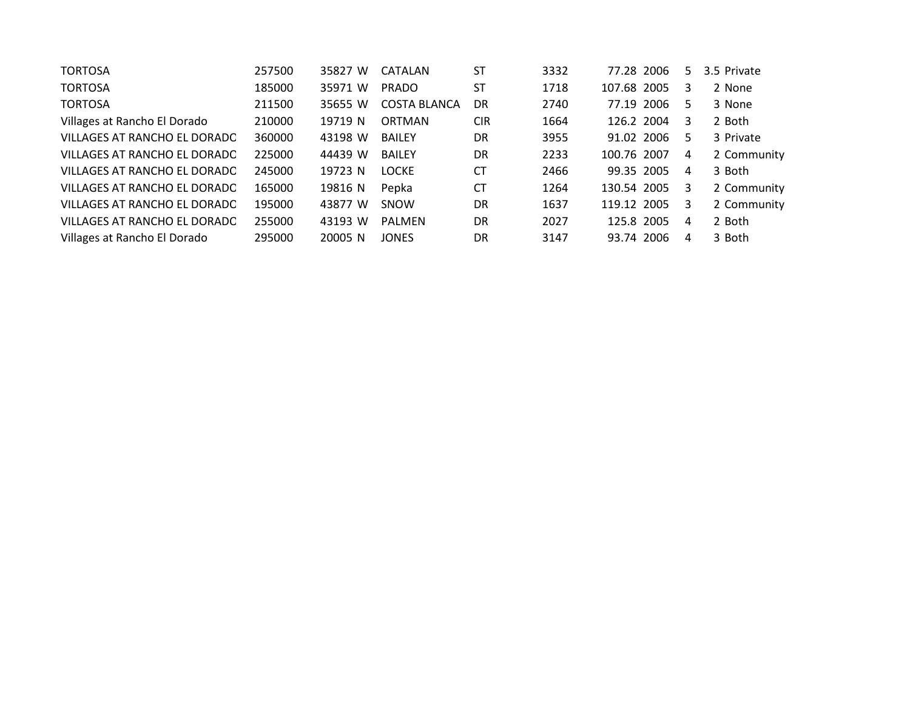| | | | | | | | | | | | |
|---|---|---|---|---|---|---|---|---|---|---|---|
| TORTOSA | 257500 | 35827 | W | CATALAN | ST | 3332 | 77.28 | 2006 | 5 | 3.5 | Private |
| TORTOSA | 185000 | 35971 | W | PRADO | ST | 1718 | 107.68 | 2005 | 3 | 2 | None |
| TORTOSA | 211500 | 35655 | W | COSTA BLANCA | DR | 2740 | 77.19 | 2006 | 5 | 3 | None |
| Villages at Rancho El Dorado | 210000 | 19719 | N | ORTMAN | CIR | 1664 | 126.2 | 2004 | 3 | 2 | Both |
| VILLAGES AT RANCHO EL DORADC | 360000 | 43198 | W | BAILEY | DR | 3955 | 91.02 | 2006 | 5 | 3 | Private |
| VILLAGES AT RANCHO EL DORADC | 225000 | 44439 | W | BAILEY | DR | 2233 | 100.76 | 2007 | 4 | 2 | Community |
| VILLAGES AT RANCHO EL DORADC | 245000 | 19723 | N | LOCKE | CT | 2466 | 99.35 | 2005 | 4 | 3 | Both |
| VILLAGES AT RANCHO EL DORADC | 165000 | 19816 | N | Pepka | CT | 1264 | 130.54 | 2005 | 3 | 2 | Community |
| VILLAGES AT RANCHO EL DORADC | 195000 | 43877 | W | SNOW | DR | 1637 | 119.12 | 2005 | 3 | 2 | Community |
| VILLAGES AT RANCHO EL DORADC | 255000 | 43193 | W | PALMEN | DR | 2027 | 125.8 | 2005 | 4 | 2 | Both |
| Villages at Rancho El Dorado | 295000 | 20005 | N | JONES | DR | 3147 | 93.74 | 2006 | 4 | 3 | Both |